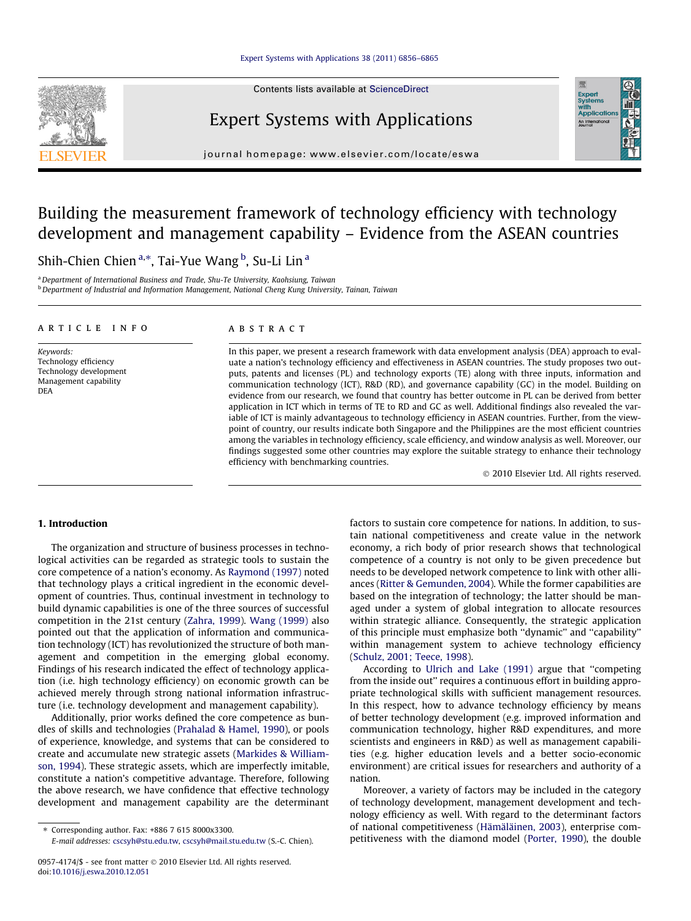# Building the measurement framework of technology efficiency with technology development and management capability – Evidence from the ASEAN countries

Shih-Chien Chien [a,*], Tai-Yue Wang [b], Su-Li Lin [a]

[a] Department of International Business and Trade, Shu-Te University, Kaohsiung, Taiwan
[b] Department of Industrial and Information Management, National Cheng Kung University, Tainan, Taiwan

**ARTICLE INFO**

*Keywords:*
Technology efficiency
Technology development
Management capability
DEA

**ABSTRACT**

In this paper, we present a research framework with data envelopment analysis (DEA) approach to evaluate a nation's technology efficiency and effectiveness in ASEAN countries. The study proposes two outputs, patents and licenses (PL) and technology exports (TE) along with three inputs, information and communication technology (ICT), R&D (RD), and governance capability (GC) in the model. Building on evidence from our research, we found that country has better outcome in PL can be derived from better application in ICT which in terms of TE to RD and GC as well. Additional findings also revealed the variable of ICT is mainly advantageous to technology efficiency in ASEAN countries. Further, from the viewpoint of country, our results indicate both Singapore and the Philippines are the most efficient countries among the variables in technology efficiency, scale efficiency, and window analysis as well. Moreover, our findings suggested some other countries may explore the suitable strategy to enhance their technology efficiency with benchmarking countries.

© 2010 Elsevier Ltd. All rights reserved.

## 1. Introduction

The organization and structure of business processes in technological activities can be regarded as strategic tools to sustain the core competence of a nation's economy. As Raymond (1997) noted that technology plays a critical ingredient in the economic development of countries. Thus, continual investment in technology to build dynamic capabilities is one of the three sources of successful competition in the 21st century (Zahra, 1999). Wang (1999) also pointed out that the application of information and communication technology (ICT) has revolutionized the structure of both management and competition in the emerging global economy. Findings of his research indicated the effect of technology application (i.e. high technology efficiency) on economic growth can be achieved merely through strong national information infrastructure (i.e. technology development and management capability).

Additionally, prior works defined the core competence as bundles of skills and technologies (Prahalad & Hamel, 1990), or pools of experience, knowledge, and systems that can be considered to create and accumulate new strategic assets (Markides & Williamson, 1994). These strategic assets, which are imperfectly imitable, constitute a nation's competitive advantage. Therefore, following the above research, we have confidence that effective technology development and management capability are the determinant factors to sustain core competence for nations. In addition, to sustain national competitiveness and create value in the network economy, a rich body of prior research shows that technological competence of a country is not only to be given precedence but needs to be developed network competence to link with other alliances (Ritter & Gemunden, 2004). While the former capabilities are based on the integration of technology; the latter should be managed under a system of global integration to allocate resources within strategic alliance. Consequently, the strategic application of this principle must emphasize both "dynamic" and "capability" within management system to achieve technology efficiency (Schulz, 2001; Teece, 1998).

According to Ulrich and Lake (1991) argue that "competing from the inside out" requires a continuous effort in building appropriate technological skills with sufficient management resources. In this respect, how to advance technology efficiency by means of better technology development (e.g. improved information and communication technology, higher R&D expenditures, and more scientists and engineers in R&D) as well as management capabilities (e.g. higher education levels and a better socio-economic environment) are critical issues for researchers and authority of a nation.

Moreover, a variety of factors may be included in the category of technology development, management development and technology efficiency as well. With regard to the determinant factors of national competitiveness (Hämäläinen, 2003), enterprise competitiveness with the diamond model (Porter, 1990), the double

---

* Corresponding author. Fax: +886 7 615 8000x3300.
E-mail addresses: cscsyh@stu.edu.tw, cscsyh@mail.stu.edu.tw (S.-C. Chien).

0957-4174/$ - see front matter © 2010 Elsevier Ltd. All rights reserved.
doi:10.1016/j.eswa.2010.12.051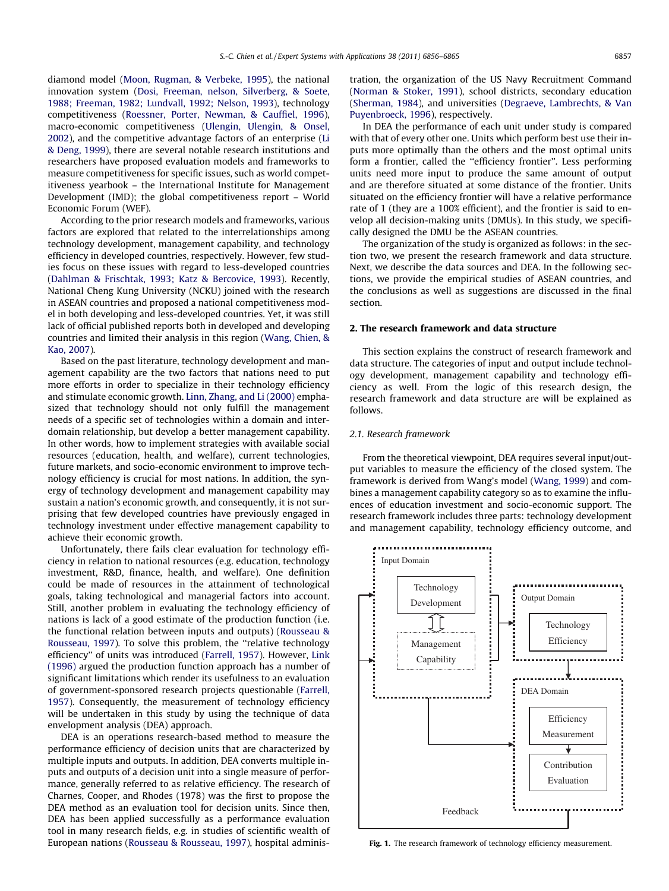diamond model (Moon, Rugman, & Verbeke, 1995), the national innovation system (Dosi, Freeman, nelson, Silverberg, & Soete, 1988; Freeman, 1982; Lundvall, 1992; Nelson, 1993), technology competitiveness (Roessner, Porter, Newman, & Cauffiel, 1996), macro-economic competitiveness (Ulengin, Ulengin, & Onsel, 2002), and the competitive advantage factors of an enterprise (Li & Deng, 1999), there are several notable research institutions and researchers have proposed evaluation models and frameworks to measure competitiveness for specific issues, such as world competitiveness yearbook – the International Institute for Management Development (IMD); the global competitiveness report – World Economic Forum (WEF).

According to the prior research models and frameworks, various factors are explored that related to the interrelationships among technology development, management capability, and technology efficiency in developed countries, respectively. However, few studies focus on these issues with regard to less-developed countries (Dahlman & Frischtak, 1993; Katz & Bercovice, 1993). Recently, National Cheng Kung University (NCKU) joined with the research in ASEAN countries and proposed a national competitiveness model in both developing and less-developed countries. Yet, it was still lack of official published reports both in developed and developing countries and limited their analysis in this region (Wang, Chien, & Kao, 2007).

Based on the past literature, technology development and management capability are the two factors that nations need to put more efforts in order to specialize in their technology efficiency and stimulate economic growth. Linn, Zhang, and Li (2000) emphasized that technology should not only fulfill the management needs of a specific set of technologies within a domain and inter-domain relationship, but develop a better management capability. In other words, how to implement strategies with available social resources (education, health, and welfare), current technologies, future markets, and socio-economic environment to improve technology efficiency is crucial for most nations. In addition, the synergy of technology development and management capability may sustain a nation's economic growth, and consequently, it is not surprising that few developed countries have previously engaged in technology investment under effective management capability to achieve their economic growth.

Unfortunately, there fails clear evaluation for technology efficiency in relation to national resources (e.g. education, technology investment, R&D, finance, health, and welfare). One definition could be made of resources in the attainment of technological goals, taking technological and managerial factors into account. Still, another problem in evaluating the technology efficiency of nations is lack of a good estimate of the production function (i.e. the functional relation between inputs and outputs) (Rousseau & Rousseau, 1997). To solve this problem, the "relative technology efficiency" of units was introduced (Farrell, 1957). However, Link (1996) argued the production function approach has a number of significant limitations which render its usefulness to an evaluation of government-sponsored research projects questionable (Farrell, 1957). Consequently, the measurement of technology efficiency will be undertaken in this study by using the technique of data envelopment analysis (DEA) approach.

DEA is an operations research-based method to measure the performance efficiency of decision units that are characterized by multiple inputs and outputs. In addition, DEA converts multiple inputs and outputs of a decision unit into a single measure of performance, generally referred to as relative efficiency. The research of Charnes, Cooper, and Rhodes (1978) was the first to propose the DEA method as an evaluation tool for decision units. Since then, DEA has been applied successfully as a performance evaluation tool in many research fields, e.g. in studies of scientific wealth of European nations (Rousseau & Rousseau, 1997), hospital administration, the organization of the US Navy Recruitment Command (Norman & Stoker, 1991), school districts, secondary education (Sherman, 1984), and universities (Degraeve, Lambrechts, & Van Puyenbroeck, 1996), respectively.

In DEA the performance of each unit under study is compared with that of every other one. Units which perform best use their inputs more optimally than the others and the most optimal units form a frontier, called the "efficiency frontier". Less performing units need more input to produce the same amount of output and are therefore situated at some distance of the frontier. Units situated on the efficiency frontier will have a relative performance rate of 1 (they are a 100% efficient), and the frontier is said to envelop all decision-making units (DMUs). In this study, we specifically designed the DMU be the ASEAN countries.

The organization of the study is organized as follows: in the section two, we present the research framework and data structure. Next, we describe the data sources and DEA. In the following sections, we provide the empirical studies of ASEAN countries, and the conclusions as well as suggestions are discussed in the final section.

## 2. The research framework and data structure

This section explains the construct of research framework and data structure. The categories of input and output include technology development, management capability and technology efficiency as well. From the logic of this research design, the research framework and data structure are will be explained as follows.

### 2.1. Research framework

From the theoretical viewpoint, DEA requires several input/output variables to measure the efficiency of the closed system. The framework is derived from Wang's model (Wang, 1999) and combines a management capability category so as to examine the influences of education investment and socio-economic support. The research framework includes three parts: technology development and management capability, technology efficiency outcome, and

Input Domain
Technology Development
Management Capability
Output Domain
Technology Efficiency
DEA Domain
Efficiency Measurement
Contribution Evaluation
Feedback

**Fig. 1.** The research framework of technology efficiency measurement.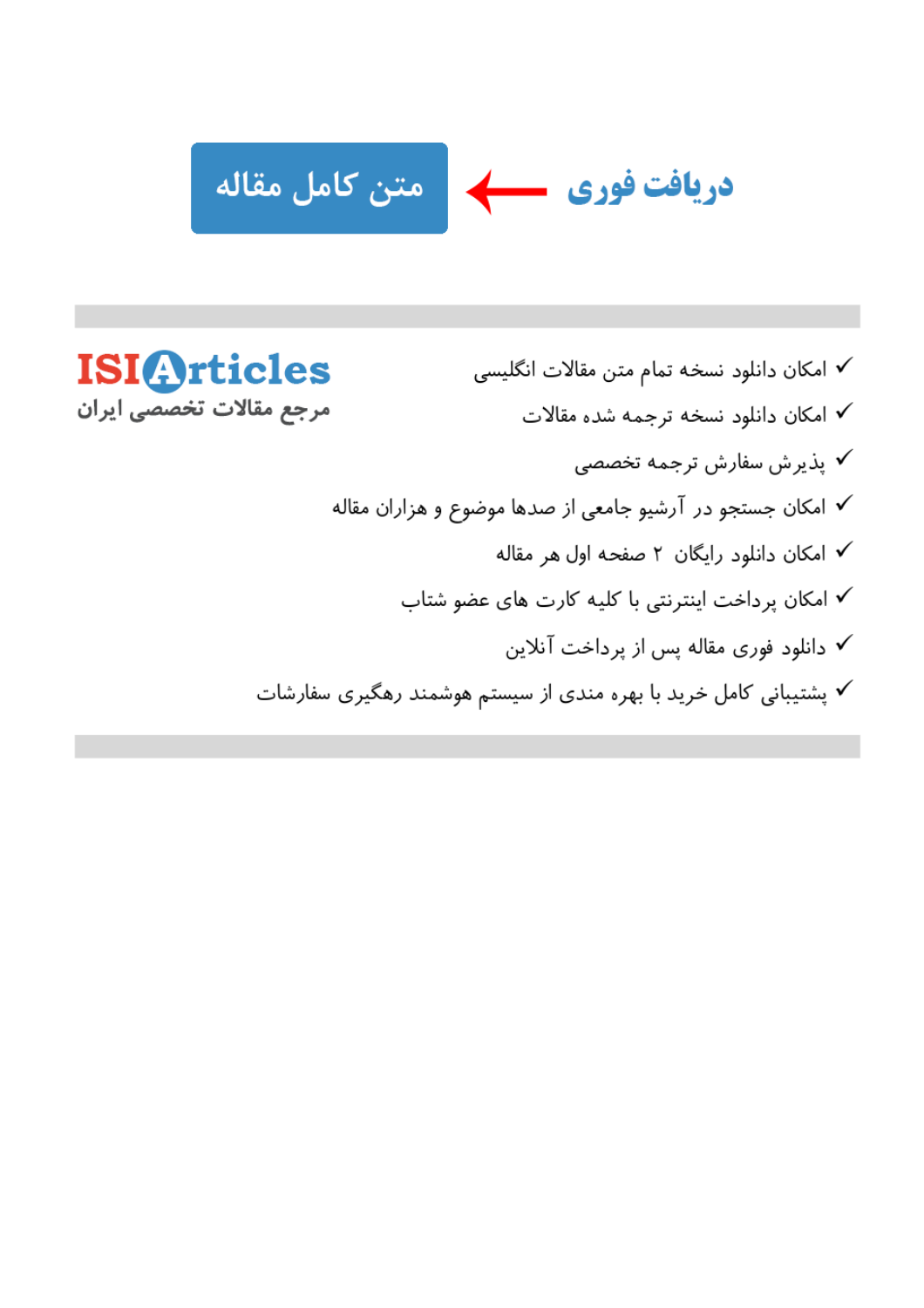دریافت فوری ← **متن کامل مقاله**

**ISIArticles**
مرجع مقالات تخصصی ایران

- ✓ امکان دانلود نسخه تمام متن مقالات انگلیسی
- ✓ امکان دانلود نسخه ترجمه شده مقالات
- ✓ پذیرش سفارش ترجمه تخصصی
- ✓ امکان جستجو در آرشیو جامعی از صدها موضوع و هزاران مقاله
- ✓ امکان دانلود رایگان ۲ صفحه اول هر مقاله
- ✓ امکان پرداخت اینترنتی با کلیه کارت های عضو شتاب
- ✓ دانلود فوری مقاله پس از پرداخت آنلاین
- ✓ پشتیبانی کامل خرید با بهره مندی از سیستم هوشمند رهگیری سفارشات